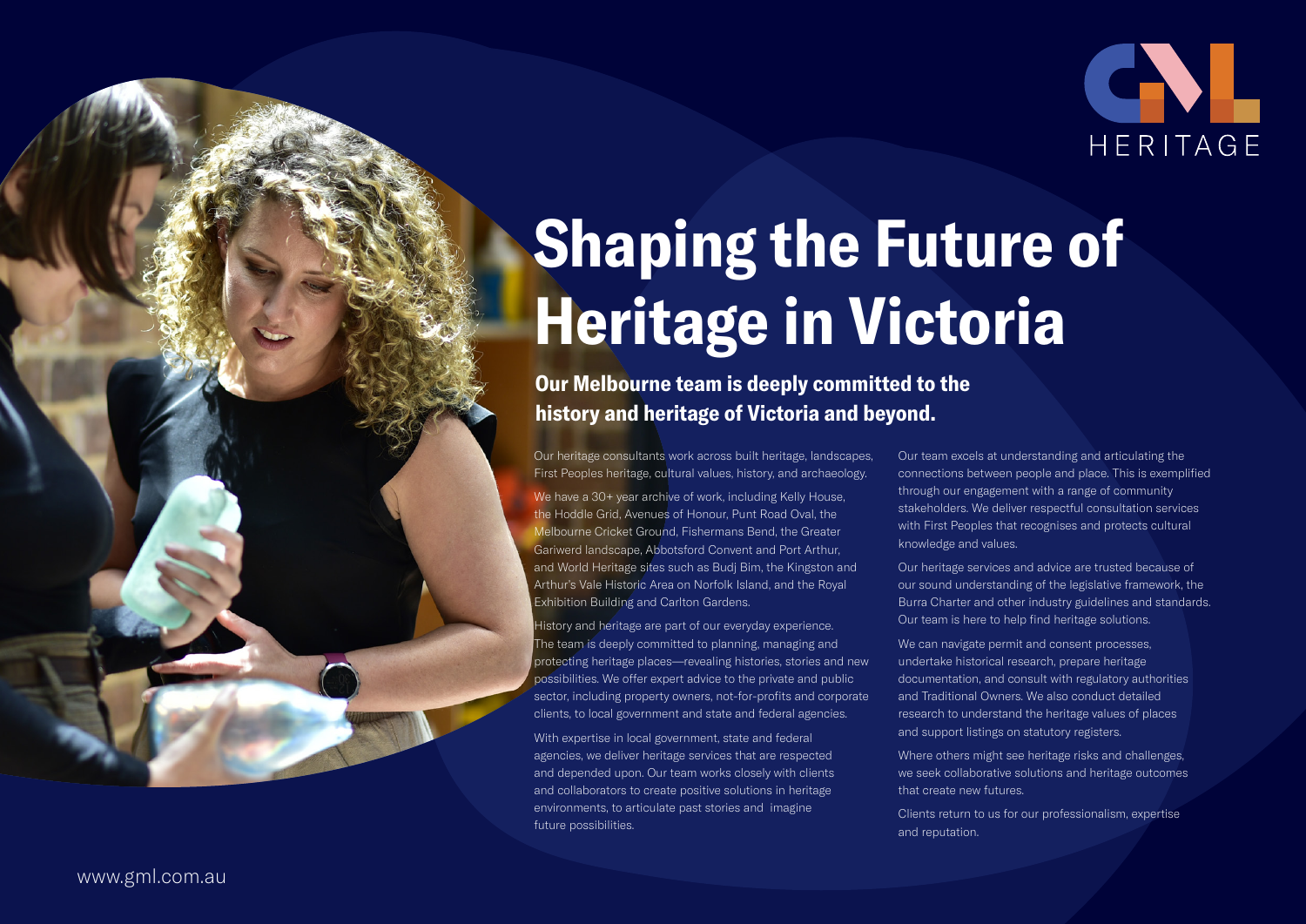GML HERITAGE

# Shaping the Future of Heritage in Victoria

## Our Melbourne team is deeply committed to the history and heritage of Victoria and beyond.

Our heritage consultants work across built heritage, landscapes, First Peoples heritage, cultural values, history, and archaeology.

We have a 30+ year archive of work, including Kelly House, the Hoddle Grid, Avenues of Honour, Punt Road Oval, the Melbourne Cricket Ground, Fishermans Bend, the Greater Gariwerd landscape, Abbotsford Convent and Port Arthur, and World Heritage sites such as Budj Bim, the Kingston and Arthur's Vale Historic Area on Norfolk Island, and the Royal Exhibition Building and Carlton Gardens.

History and heritage are part of our everyday experience. The team is deeply committed to planning, managing and protecting heritage places—revealing histories, stories and new possibilities. We offer expert advice to the private and public sector, including property owners, not-for-profits and corporate clients, to local government and state and federal agencies.

With expertise in local government, state and federal agencies, we deliver heritage services that are respected and depended upon. Our team works closely with clients and collaborators to create positive solutions in heritage environments, to articulate past stories and imagine future possibilities.

Our team excels at understanding and articulating the connections between people and place. This is exemplified through our engagement with a range of community stakeholders. We deliver respectful consultation services with First Peoples that recognises and protects cultural knowledge and values.

Our heritage services and advice are trusted because of our sound understanding of the legislative framework, the Burra Charter and other industry guidelines and standards. Our team is here to help find heritage solutions.

We can navigate permit and consent processes, undertake historical research, prepare heritage documentation, and consult with regulatory authorities and Traditional Owners. We also conduct detailed research to understand the heritage values of places and support listings on statutory registers.

Where others might see heritage risks and challenges, we seek collaborative solutions and heritage outcomes that create new futures.

Clients return to us for our professionalism, expertise and reputation.

www.gml.com.au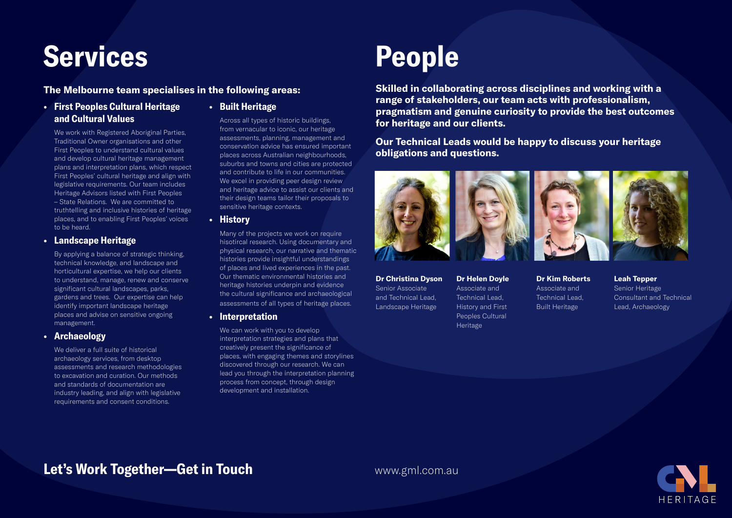# Services

**The Melbourne team specialises in the following areas:**

- **First Peoples Cultural Heritage and Cultural Values**

  We work with Registered Aboriginal Parties, Traditional Owner organisations and other First Peoples to understand cultural values and develop cultural heritage management plans and interpretation plans, which respect First Peoples' cultural heritage and align with legislative requirements. Our team includes Heritage Advisors listed with First Peoples – State Relations. We are committed to truthtelling and inclusive histories of heritage places, and to enabling First Peoples' voices to be heard.

- **Landscape Heritage**

  By applying a balance of strategic thinking, technical knowledge, and landscape and horticultural expertise, we help our clients to understand, manage, renew and conserve significant cultural landscapes, parks, gardens and trees. Our expertise can help identify important landscape heritage places and advise on sensitive ongoing management.

- **Archaeology**

  We deliver a full suite of historical archaeology services, from desktop assessments and research methodologies to excavation and curation. Our methods and standards of documentation are industry leading, and align with legislative requirements and consent conditions.

- **Built Heritage**

  Across all types of historic buildings, from vernacular to iconic, our heritage assessments, planning, management and conservation advice has ensured important places across Australian neighbourhoods, suburbs and towns and cities are protected and contribute to life in our communities. We excel in providing peer design review and heritage advice to assist our clients and their design teams tailor their proposals to sensitive heritage contexts.

- **History**

  Many of the projects we work on require hisotircal research. Using documentary and physical research, our narrative and thematic histories provide insightful understandings of places and lived experiences in the past. Our thematic environmental histories and heritage histories underpin and evidence the cultural significance and archaeological assessments of all types of heritage places.

- **Interpretation**

  We can work with you to develop interpretation strategies and plans that creatively present the significance of places, with engaging themes and storylines discovered through our research. We can lead you through the interpretation planning process from concept, through design development and installation.

# People

**Skilled in collaborating across disciplines and working with a range of stakeholders, our team acts with professionalism, pragmatism and genuine curiosity to provide the best outcomes for heritage and our clients.**

**Our Technical Leads would be happy to discuss your heritage obligations and questions.**

**Dr Christina Dyson**
Senior Associate and Technical Lead, Landscape Heritage

**Dr Helen Doyle**
Associate and Technical Lead, History and First Peoples Cultural Heritage

**Dr Kim Roberts**
Associate and Technical Lead, Built Heritage

**Leah Tepper**
Senior Heritage Consultant and Technical Lead, Archaeology

## Let's Work Together—Get in Touch

www.gml.com.au

GML HERITAGE